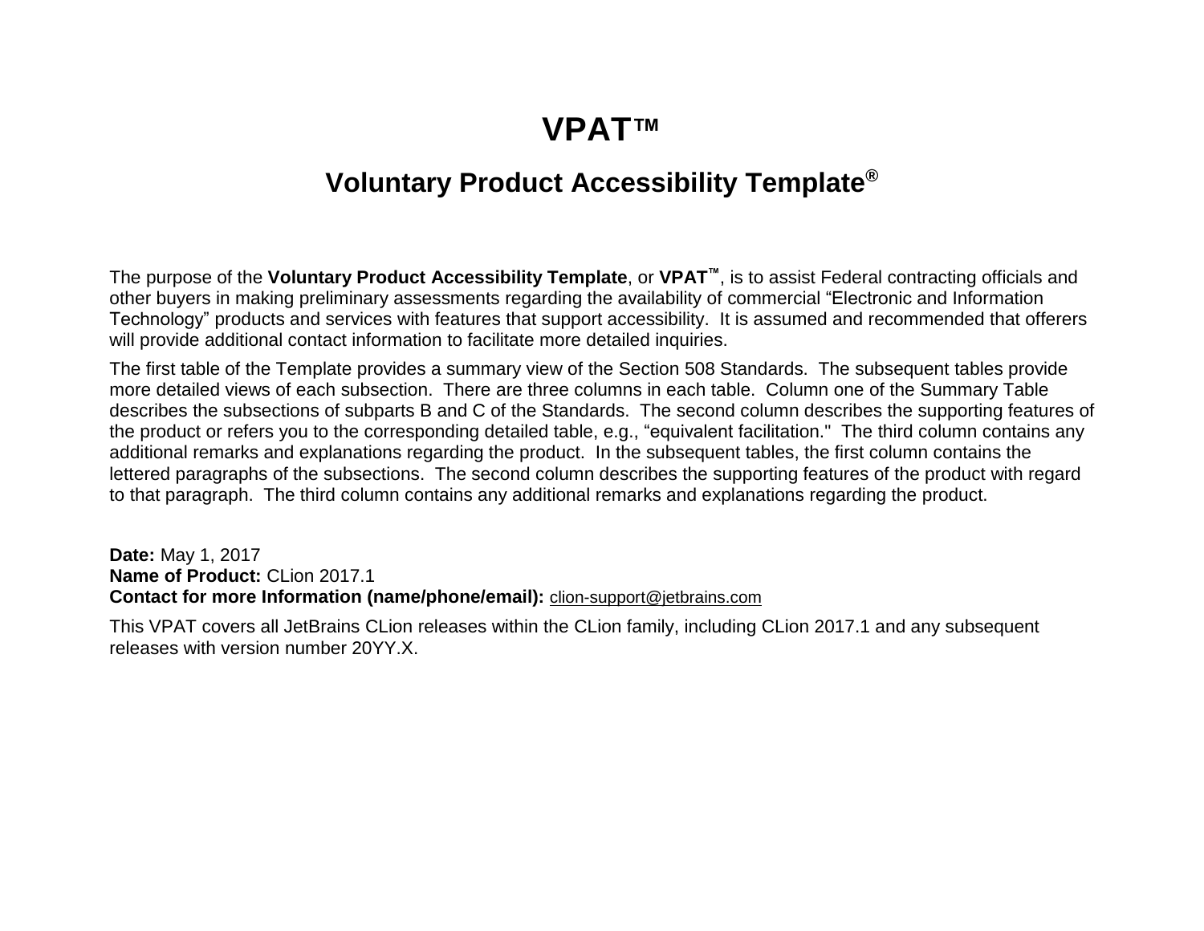# VPAT™

## Voluntary Product Accessibility Template®

The purpose of the **Voluntary Product Accessibility Template**, or **VPAT™**, is to assist Federal contracting officials and other buyers in making preliminary assessments regarding the availability of commercial "Electronic and Information Technology" products and services with features that support accessibility. It is assumed and recommended that offerers will provide additional contact information to facilitate more detailed inquiries.

The first table of the Template provides a summary view of the Section 508 Standards. The subsequent tables provide more detailed views of each subsection. There are three columns in each table. Column one of the Summary Table describes the subsections of subparts B and C of the Standards. The second column describes the supporting features of the product or refers you to the corresponding detailed table, e.g., "equivalent facilitation." The third column contains any additional remarks and explanations regarding the product. In the subsequent tables, the first column contains the lettered paragraphs of the subsections. The second column describes the supporting features of the product with regard to that paragraph. The third column contains any additional remarks and explanations regarding the product.

**Date:** May 1, 2017
**Name of Product:** CLion 2017.1
**Contact for more Information (name/phone/email):** clion-support@jetbrains.com

This VPAT covers all JetBrains CLion releases within the CLion family, including CLion 2017.1 and any subsequent releases with version number 20YY.X.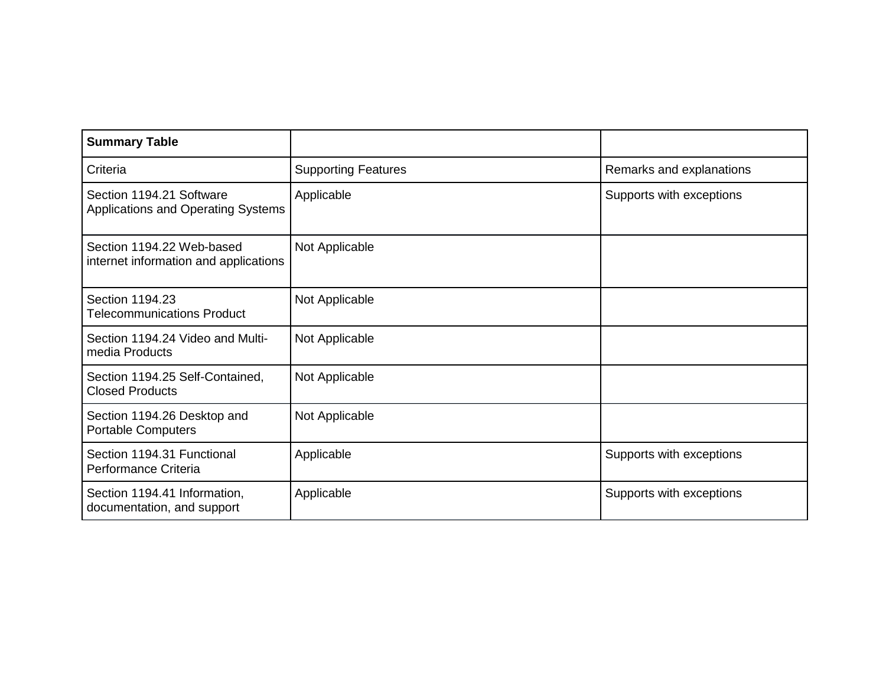| **Summary Table** | | |
|---|---|---|
| Criteria | Supporting Features | Remarks and explanations |
| Section 1194.21 Software Applications and Operating Systems | Applicable | Supports with exceptions |
| Section 1194.22 Web-based internet information and applications | Not Applicable | |
| Section 1194.23 Telecommunications Product | Not Applicable | |
| Section 1194.24 Video and Multi-media Products | Not Applicable | |
| Section 1194.25 Self-Contained, Closed Products | Not Applicable | |
| Section 1194.26 Desktop and Portable Computers | Not Applicable | |
| Section 1194.31 Functional Performance Criteria | Applicable | Supports with exceptions |
| Section 1194.41 Information, documentation, and support | Applicable | Supports with exceptions |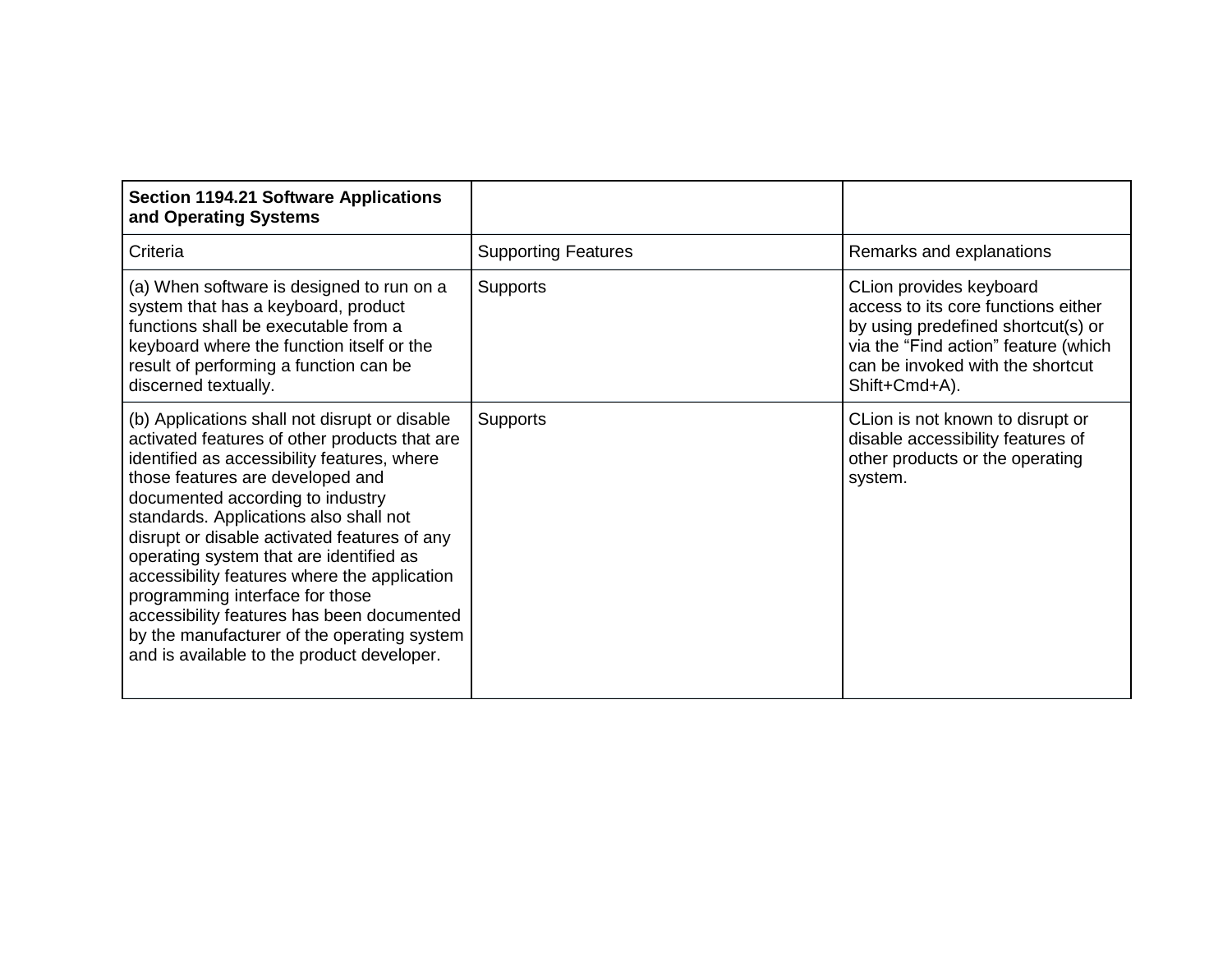| Section 1194.21 Software Applications and Operating Systems | | |
|---|---|---|
| Criteria | Supporting Features | Remarks and explanations |
| (a) When software is designed to run on a system that has a keyboard, product functions shall be executable from a keyboard where the function itself or the result of performing a function can be discerned textually. | Supports | CLion provides keyboard access to its core functions either by using predefined shortcut(s) or via the “Find action” feature (which can be invoked with the shortcut Shift+Cmd+A). |
| (b) Applications shall not disrupt or disable activated features of other products that are identified as accessibility features, where those features are developed and documented according to industry standards. Applications also shall not disrupt or disable activated features of any operating system that are identified as accessibility features where the application programming interface for those accessibility features has been documented by the manufacturer of the operating system and is available to the product developer. | Supports | CLion is not known to disrupt or disable accessibility features of other products or the operating system. |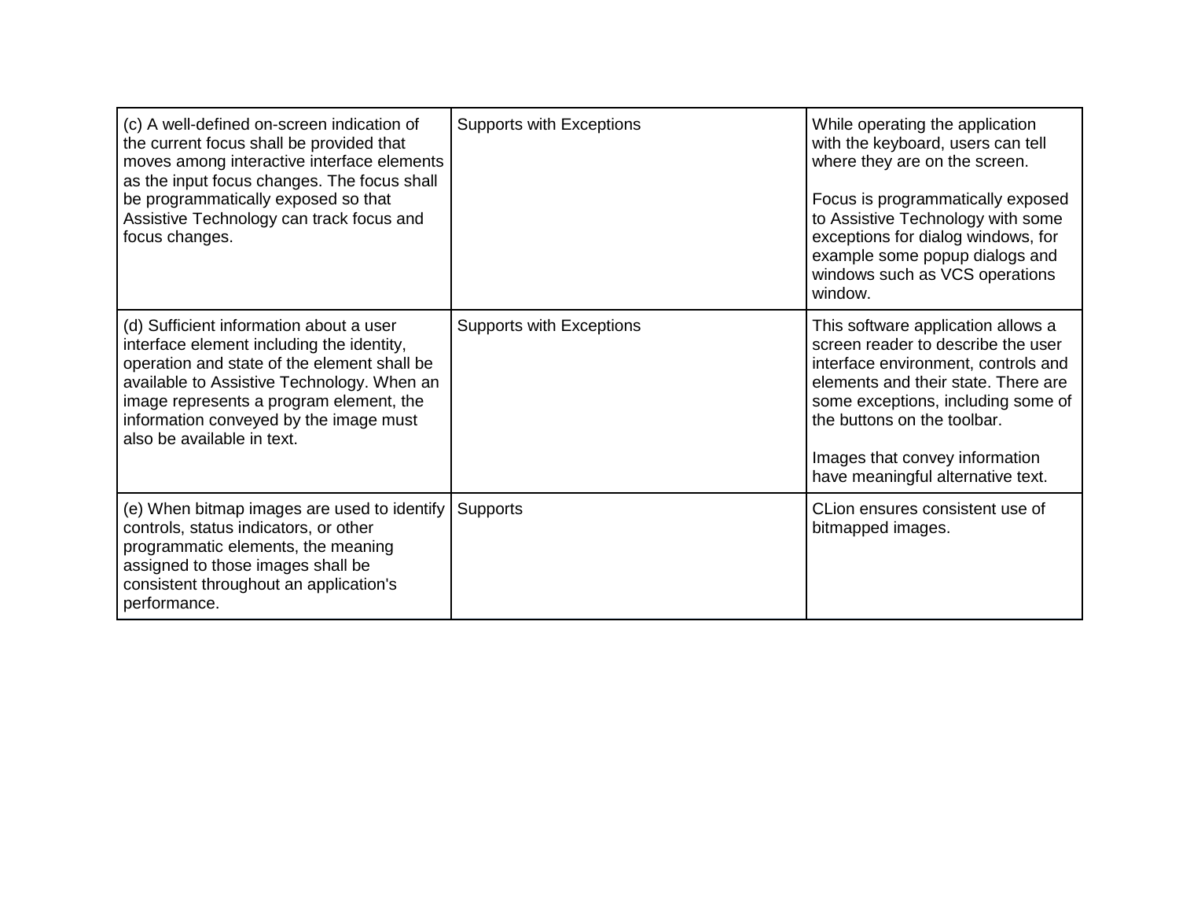| | | |
|---|---|---|
| (c) A well-defined on-screen indication of the current focus shall be provided that moves among interactive interface elements as the input focus changes. The focus shall be programmatically exposed so that Assistive Technology can track focus and focus changes. | Supports with Exceptions | While operating the application with the keyboard, users can tell where they are on the screen.<br><br>Focus is programmatically exposed to Assistive Technology with some exceptions for dialog windows, for example some popup dialogs and windows such as VCS operations window. |
| (d) Sufficient information about a user interface element including the identity, operation and state of the element shall be available to Assistive Technology. When an image represents a program element, the information conveyed by the image must also be available in text. | Supports with Exceptions | This software application allows a screen reader to describe the user interface environment, controls and elements and their state. There are some exceptions, including some of the buttons on the toolbar.<br><br>Images that convey information have meaningful alternative text. |
| (e) When bitmap images are used to identify controls, status indicators, or other programmatic elements, the meaning assigned to those images shall be consistent throughout an application's performance. | Supports | CLion ensures consistent use of bitmapped images. |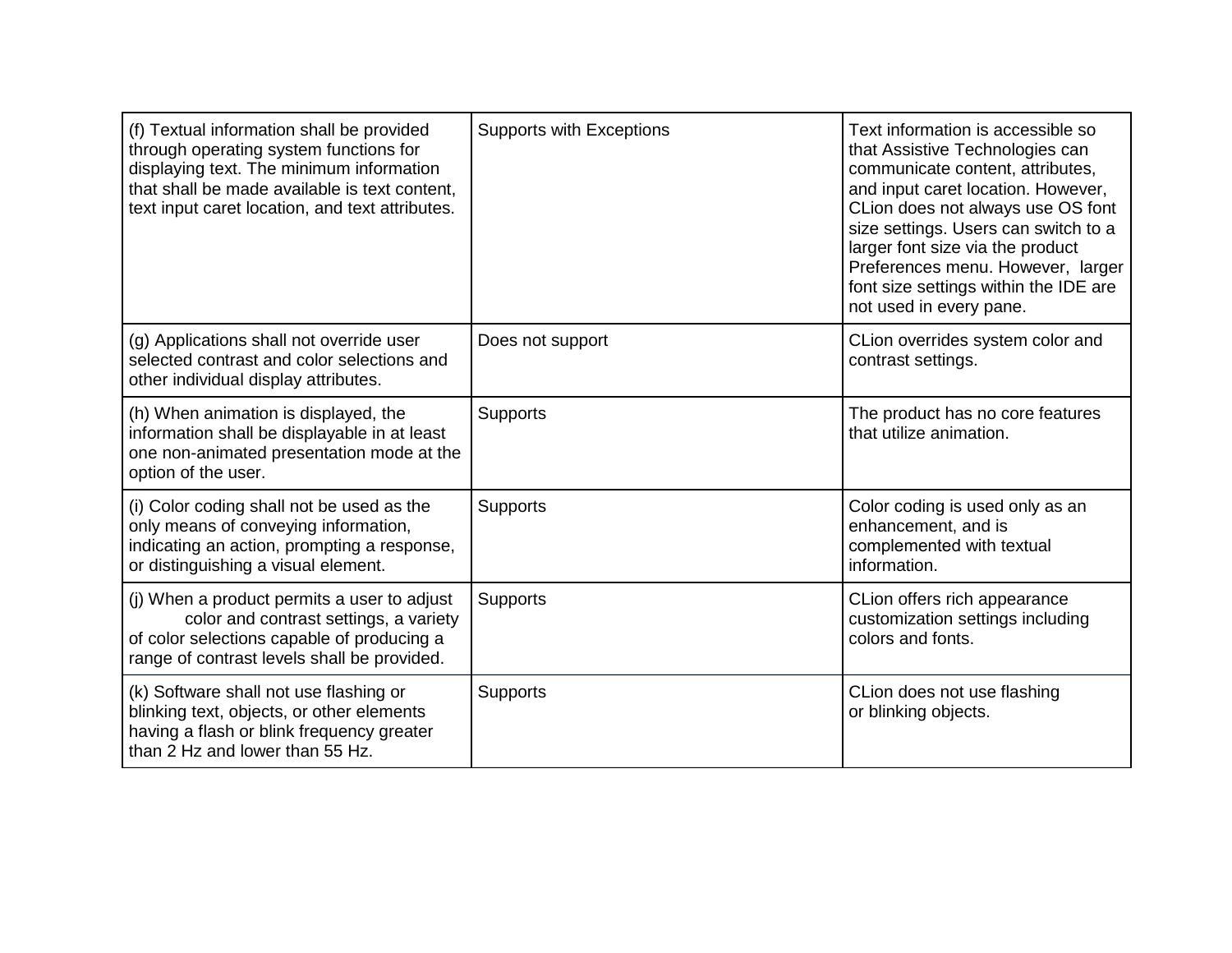| | | |
|---|---|---|
| (f) Textual information shall be provided through operating system functions for displaying text. The minimum information that shall be made available is text content, text input caret location, and text attributes. | Supports with Exceptions | Text information is accessible so that Assistive Technologies can communicate content, attributes, and input caret location. However, CLion does not always use OS font size settings. Users can switch to a larger font size via the product Preferences menu. However, larger font size settings within the IDE are not used in every pane. |
| (g) Applications shall not override user selected contrast and color selections and other individual display attributes. | Does not support | CLion overrides system color and contrast settings. |
| (h) When animation is displayed, the information shall be displayable in at least one non-animated presentation mode at the option of the user. | Supports | The product has no core features that utilize animation. |
| (i) Color coding shall not be used as the only means of conveying information, indicating an action, prompting a response, or distinguishing a visual element. | Supports | Color coding is used only as an enhancement, and is complemented with textual information. |
| (j) When a product permits a user to adjust color and contrast settings, a variety of color selections capable of producing a range of contrast levels shall be provided. | Supports | CLion offers rich appearance customization settings including colors and fonts. |
| (k) Software shall not use flashing or blinking text, objects, or other elements having a flash or blink frequency greater than 2 Hz and lower than 55 Hz. | Supports | CLion does not use flashing or blinking objects. |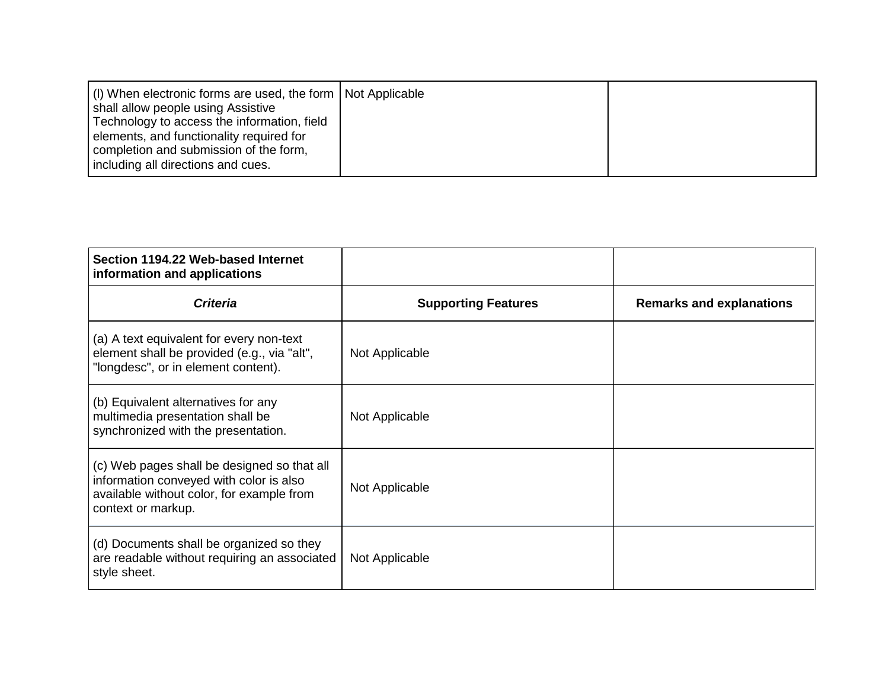| | | |
|---|---|---|
| (l) When electronic forms are used, the form shall allow people using Assistive Technology to access the information, field elements, and functionality required for completion and submission of the form, including all directions and cues. | Not Applicable | |

| **Section 1194.22 Web-based Internet information and applications** | | |
|---|---|---|
| ***Criteria*** | **Supporting Features** | **Remarks and explanations** |
| (a) A text equivalent for every non-text element shall be provided (e.g., via "alt", "longdesc", or in element content). | Not Applicable | |
| (b) Equivalent alternatives for any multimedia presentation shall be synchronized with the presentation. | Not Applicable | |
| (c) Web pages shall be designed so that all information conveyed with color is also available without color, for example from context or markup. | Not Applicable | |
| (d) Documents shall be organized so they are readable without requiring an associated style sheet. | Not Applicable | |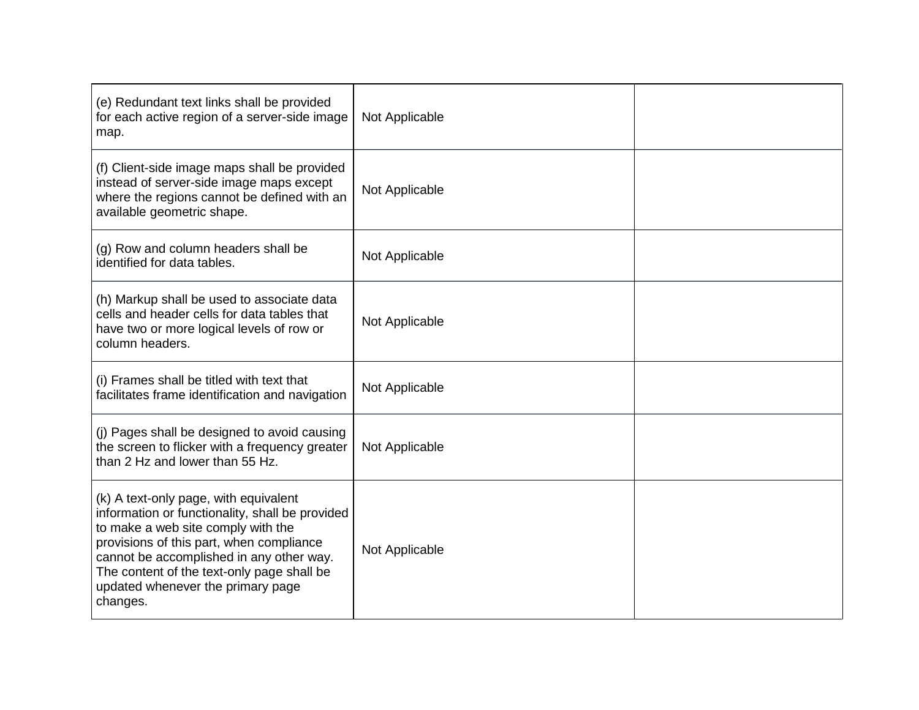| | | |
|---|---|---|
| (e) Redundant text links shall be provided for each active region of a server-side image map. | Not Applicable | |
| (f) Client-side image maps shall be provided instead of server-side image maps except where the regions cannot be defined with an available geometric shape. | Not Applicable | |
| (g) Row and column headers shall be identified for data tables. | Not Applicable | |
| (h) Markup shall be used to associate data cells and header cells for data tables that have two or more logical levels of row or column headers. | Not Applicable | |
| (i) Frames shall be titled with text that facilitates frame identification and navigation | Not Applicable | |
| (j) Pages shall be designed to avoid causing the screen to flicker with a frequency greater than 2 Hz and lower than 55 Hz. | Not Applicable | |
| (k) A text-only page, with equivalent information or functionality, shall be provided to make a web site comply with the provisions of this part, when compliance cannot be accomplished in any other way. The content of the text-only page shall be updated whenever the primary page changes. | Not Applicable | |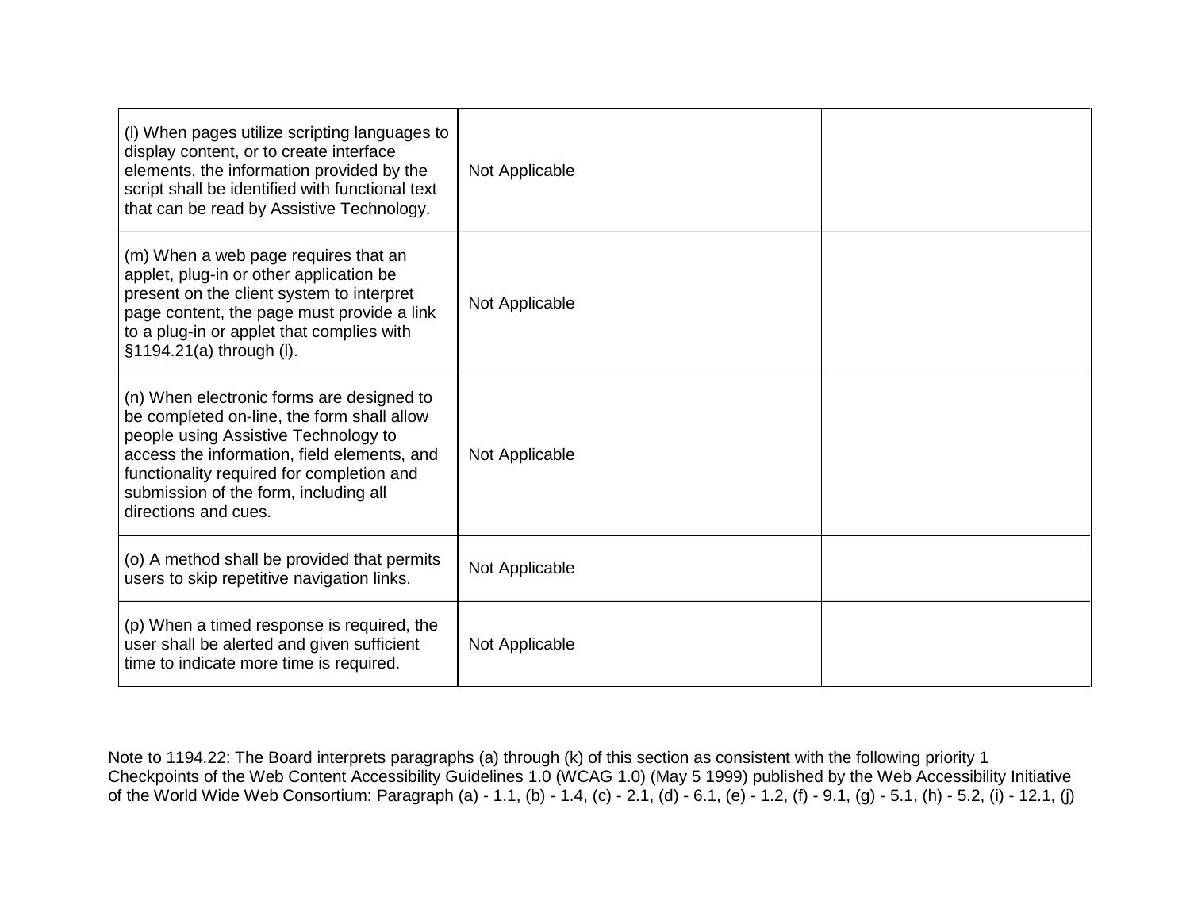| | | |
|---|---|---|
| (l) When pages utilize scripting languages to display content, or to create interface elements, the information provided by the script shall be identified with functional text that can be read by Assistive Technology. | Not Applicable | |
| (m) When a web page requires that an applet, plug-in or other application be present on the client system to interpret page content, the page must provide a link to a plug-in or applet that complies with §1194.21(a) through (l). | Not Applicable | |
| (n) When electronic forms are designed to be completed on-line, the form shall allow people using Assistive Technology to access the information, field elements, and functionality required for completion and submission of the form, including all directions and cues. | Not Applicable | |
| (o) A method shall be provided that permits users to skip repetitive navigation links. | Not Applicable | |
| (p) When a timed response is required, the user shall be alerted and given sufficient time to indicate more time is required. | Not Applicable | |

Note to 1194.22: The Board interprets paragraphs (a) through (k) of this section as consistent with the following priority 1 Checkpoints of the Web Content Accessibility Guidelines 1.0 (WCAG 1.0) (May 5 1999) published by the Web Accessibility Initiative of the World Wide Web Consortium: Paragraph (a) - 1.1, (b) - 1.4, (c) - 2.1, (d) - 6.1, (e) - 1.2, (f) - 9.1, (g) - 5.1, (h) - 5.2, (i) - 12.1, (j)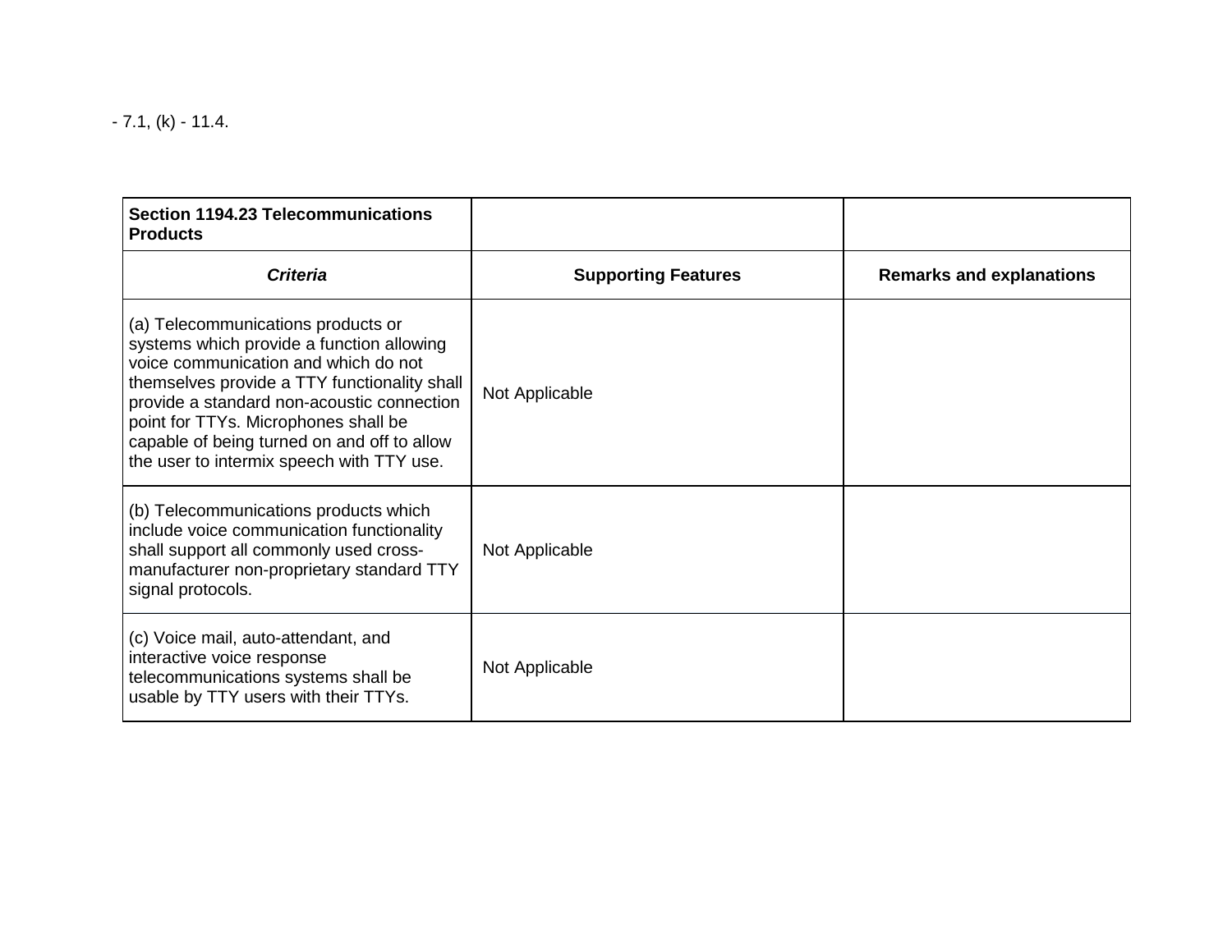- 7.1, (k) - 11.4.

| Section 1194.23 Telecommunications Products | | |
|---|---|---|
| ***Criteria*** | **Supporting Features** | **Remarks and explanations** |
| (a) Telecommunications products or systems which provide a function allowing voice communication and which do not themselves provide a TTY functionality shall provide a standard non-acoustic connection point for TTYs. Microphones shall be capable of being turned on and off to allow the user to intermix speech with TTY use. | Not Applicable | |
| (b) Telecommunications products which include voice communication functionality shall support all commonly used cross-manufacturer non-proprietary standard TTY signal protocols. | Not Applicable | |
| (c) Voice mail, auto-attendant, and interactive voice response telecommunications systems shall be usable by TTY users with their TTYs. | Not Applicable | |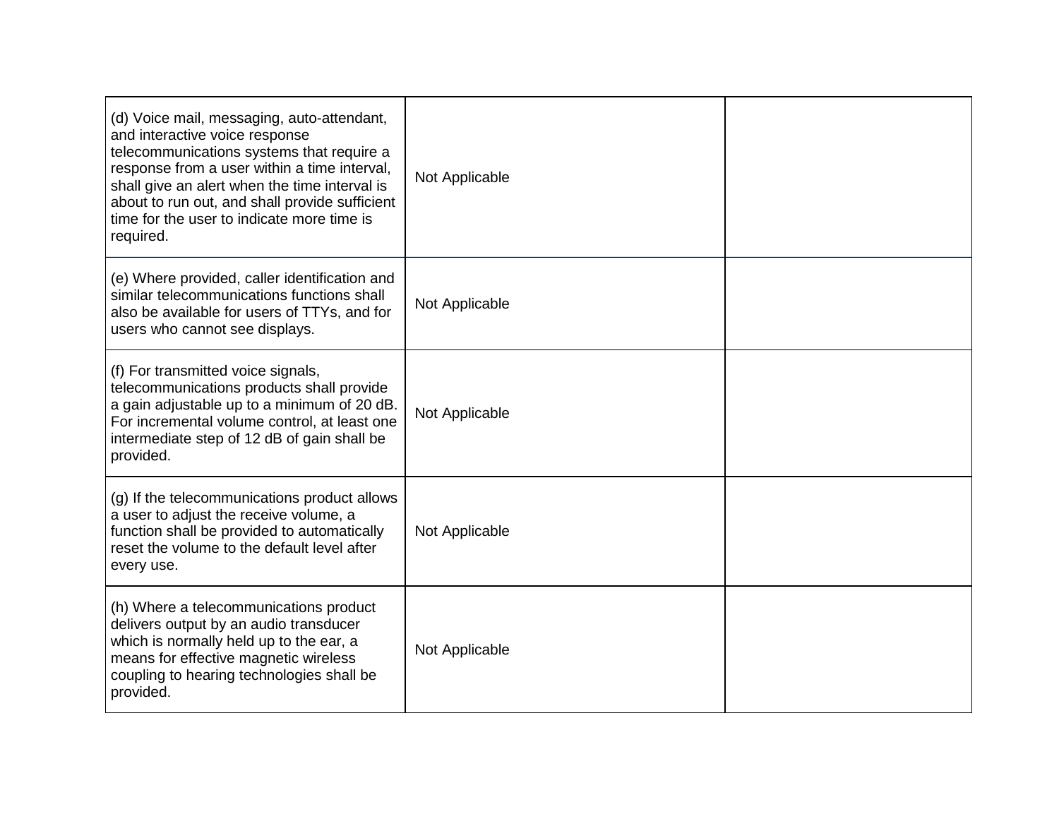| | | |
|---|---|---|
| (d) Voice mail, messaging, auto-attendant, and interactive voice response telecommunications systems that require a response from a user within a time interval, shall give an alert when the time interval is about to run out, and shall provide sufficient time for the user to indicate more time is required. | Not Applicable | |
| (e) Where provided, caller identification and similar telecommunications functions shall also be available for users of TTYs, and for users who cannot see displays. | Not Applicable | |
| (f) For transmitted voice signals, telecommunications products shall provide a gain adjustable up to a minimum of 20 dB. For incremental volume control, at least one intermediate step of 12 dB of gain shall be provided. | Not Applicable | |
| (g) If the telecommunications product allows a user to adjust the receive volume, a function shall be provided to automatically reset the volume to the default level after every use. | Not Applicable | |
| (h) Where a telecommunications product delivers output by an audio transducer which is normally held up to the ear, a means for effective magnetic wireless coupling to hearing technologies shall be provided. | Not Applicable | |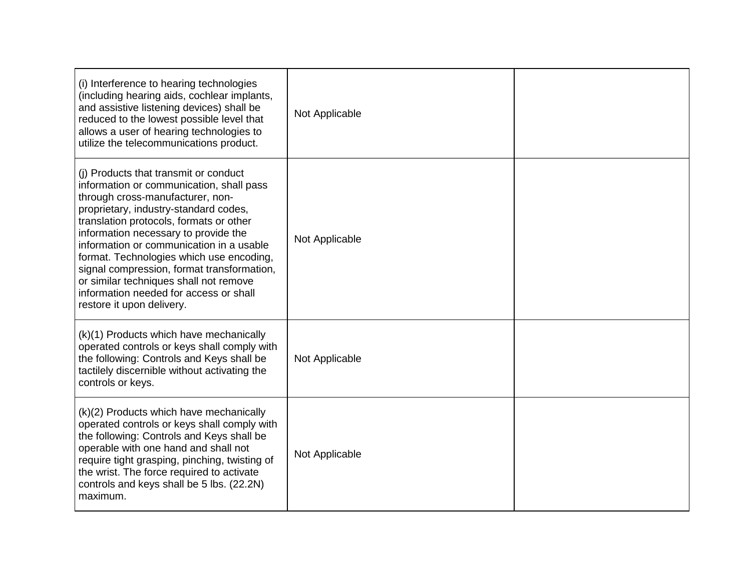| | | |
|---|---|---|
| (i) Interference to hearing technologies (including hearing aids, cochlear implants, and assistive listening devices) shall be reduced to the lowest possible level that allows a user of hearing technologies to utilize the telecommunications product. | Not Applicable | |
| (j) Products that transmit or conduct information or communication, shall pass through cross-manufacturer, non-proprietary, industry-standard codes, translation protocols, formats or other information necessary to provide the information or communication in a usable format. Technologies which use encoding, signal compression, format transformation, or similar techniques shall not remove information needed for access or shall restore it upon delivery. | Not Applicable | |
| (k)(1) Products which have mechanically operated controls or keys shall comply with the following: Controls and Keys shall be tactilely discernible without activating the controls or keys. | Not Applicable | |
| (k)(2) Products which have mechanically operated controls or keys shall comply with the following: Controls and Keys shall be operable with one hand and shall not require tight grasping, pinching, twisting of the wrist. The force required to activate controls and keys shall be 5 lbs. (22.2N) maximum. | Not Applicable | |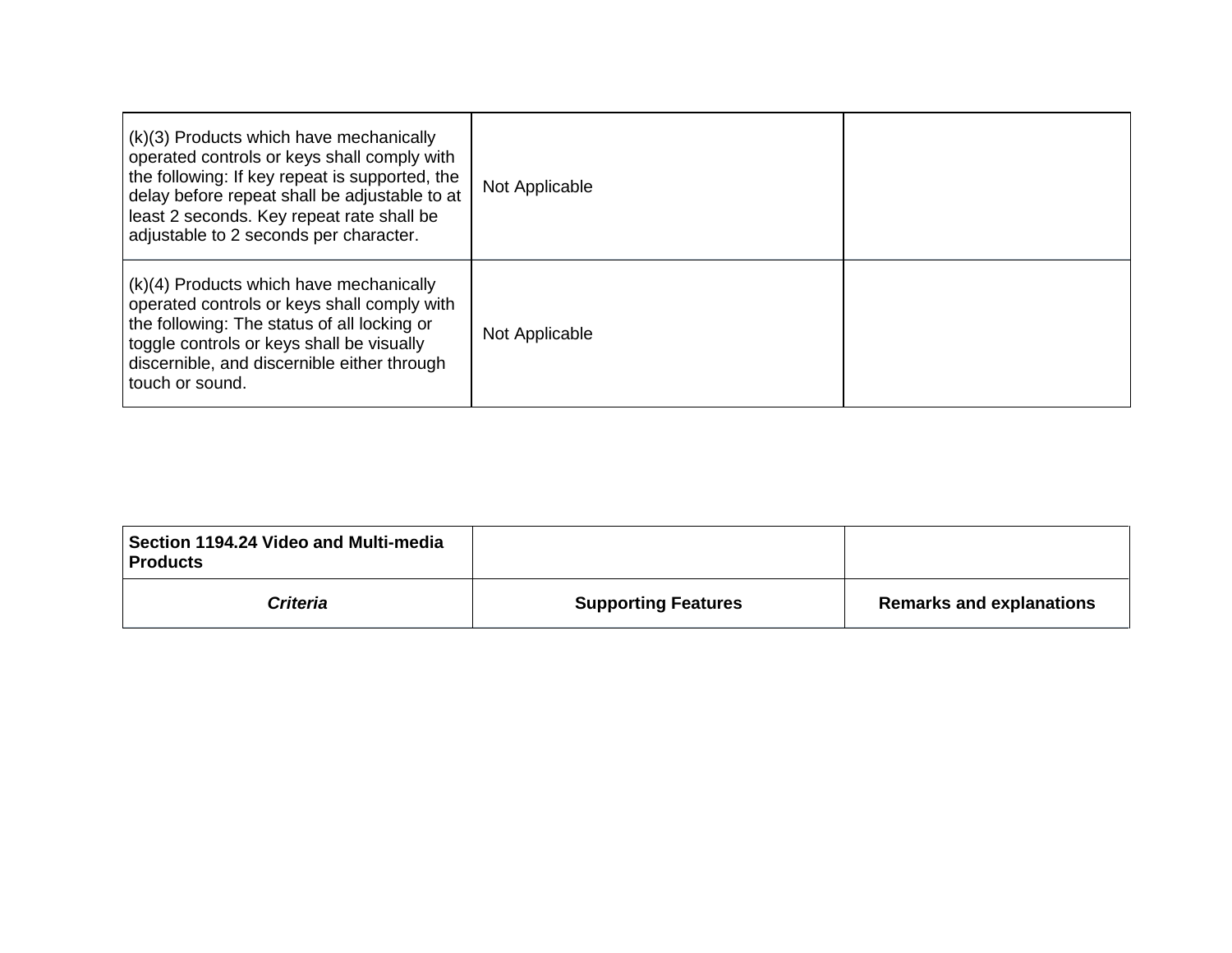| | | |
|---|---|---|
| (k)(3) Products which have mechanically operated controls or keys shall comply with the following: If key repeat is supported, the delay before repeat shall be adjustable to at least 2 seconds. Key repeat rate shall be adjustable to 2 seconds per character. | Not Applicable | |
| (k)(4) Products which have mechanically operated controls or keys shall comply with the following: The status of all locking or toggle controls or keys shall be visually discernible, and discernible either through touch or sound. | Not Applicable | |

| **Section 1194.24 Video and Multi-media Products** | | |
|---|---|---|
| ***Criteria*** | **Supporting Features** | **Remarks and explanations** |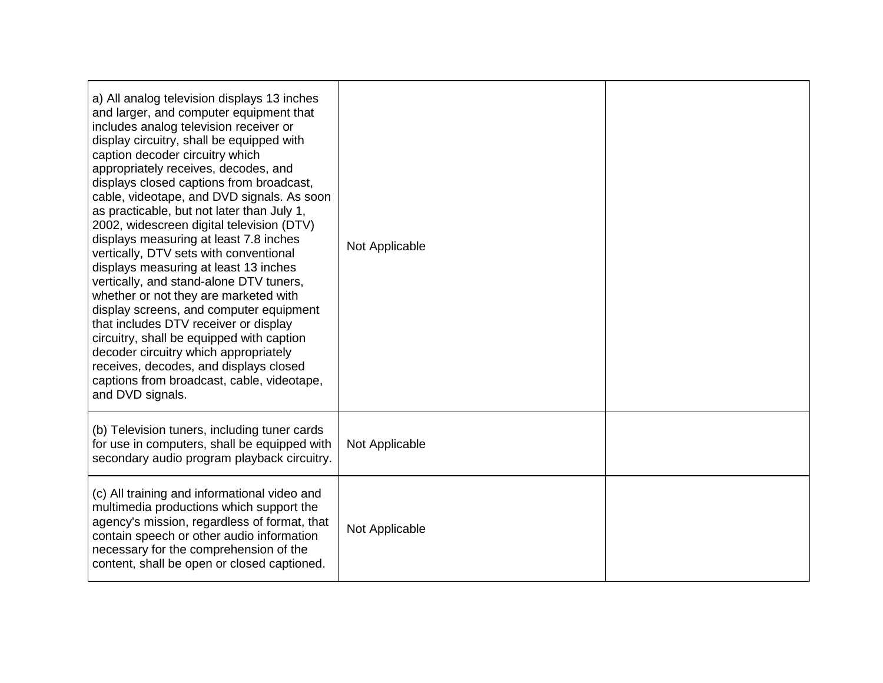| | | |
|---|---|---|
| a) All analog television displays 13 inches and larger, and computer equipment that includes analog television receiver or display circuitry, shall be equipped with caption decoder circuitry which appropriately receives, decodes, and displays closed captions from broadcast, cable, videotape, and DVD signals. As soon as practicable, but not later than July 1, 2002, widescreen digital television (DTV) displays measuring at least 7.8 inches vertically, DTV sets with conventional displays measuring at least 13 inches vertically, and stand-alone DTV tuners, whether or not they are marketed with display screens, and computer equipment that includes DTV receiver or display circuitry, shall be equipped with caption decoder circuitry which appropriately receives, decodes, and displays closed captions from broadcast, cable, videotape, and DVD signals. | Not Applicable | |
| (b) Television tuners, including tuner cards for use in computers, shall be equipped with secondary audio program playback circuitry. | Not Applicable | |
| (c) All training and informational video and multimedia productions which support the agency's mission, regardless of format, that contain speech or other audio information necessary for the comprehension of the content, shall be open or closed captioned. | Not Applicable | |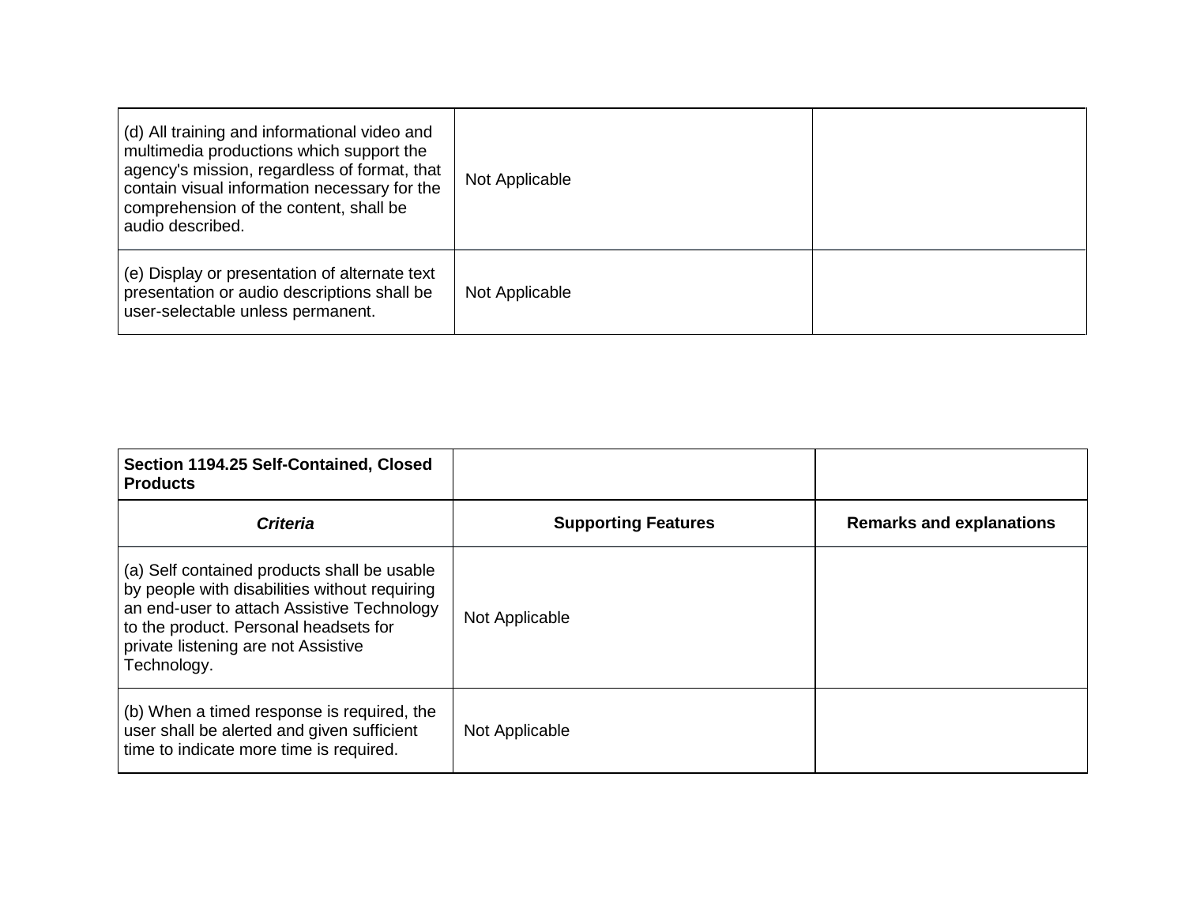| | | |
|---|---|---|
| (d) All training and informational video and multimedia productions which support the agency's mission, regardless of format, that contain visual information necessary for the comprehension of the content, shall be audio described. | Not Applicable | |
| (e) Display or presentation of alternate text presentation or audio descriptions shall be user-selectable unless permanent. | Not Applicable | |

| **Section 1194.25 Self-Contained, Closed Products** | | |
|---|---|---|
| ***Criteria*** | **Supporting Features** | **Remarks and explanations** |
| (a) Self contained products shall be usable by people with disabilities without requiring an end-user to attach Assistive Technology to the product. Personal headsets for private listening are not Assistive Technology. | Not Applicable | |
| (b) When a timed response is required, the user shall be alerted and given sufficient time to indicate more time is required. | Not Applicable | |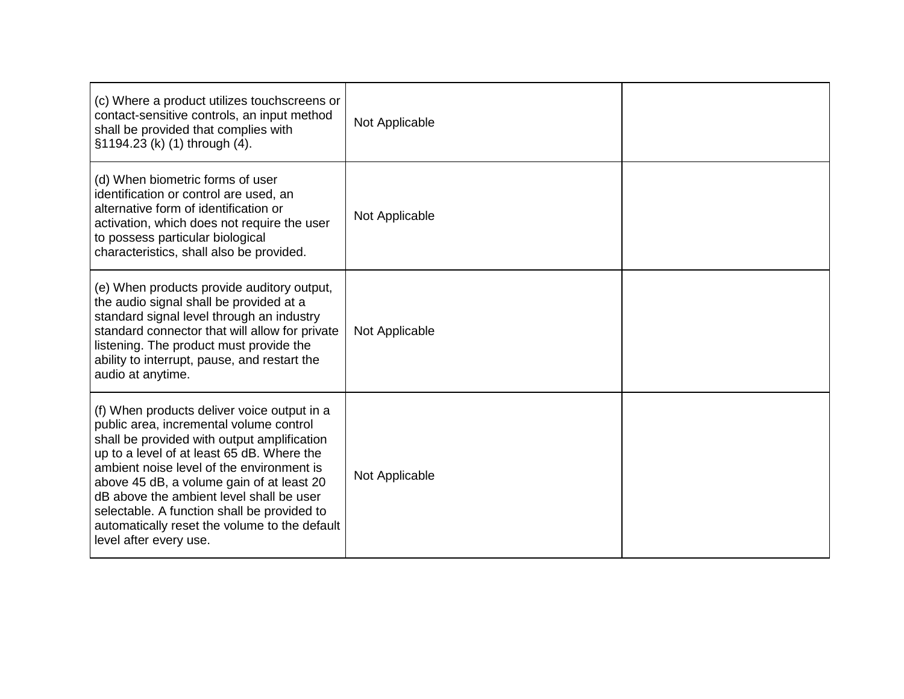| | | |
|---|---|---|
| (c) Where a product utilizes touchscreens or contact-sensitive controls, an input method shall be provided that complies with §1194.23 (k) (1) through (4). | Not Applicable | |
| (d) When biometric forms of user identification or control are used, an alternative form of identification or activation, which does not require the user to possess particular biological characteristics, shall also be provided. | Not Applicable | |
| (e) When products provide auditory output, the audio signal shall be provided at a standard signal level through an industry standard connector that will allow for private listening. The product must provide the ability to interrupt, pause, and restart the audio at anytime. | Not Applicable | |
| (f) When products deliver voice output in a public area, incremental volume control shall be provided with output amplification up to a level of at least 65 dB. Where the ambient noise level of the environment is above 45 dB, a volume gain of at least 20 dB above the ambient level shall be user selectable. A function shall be provided to automatically reset the volume to the default level after every use. | Not Applicable | |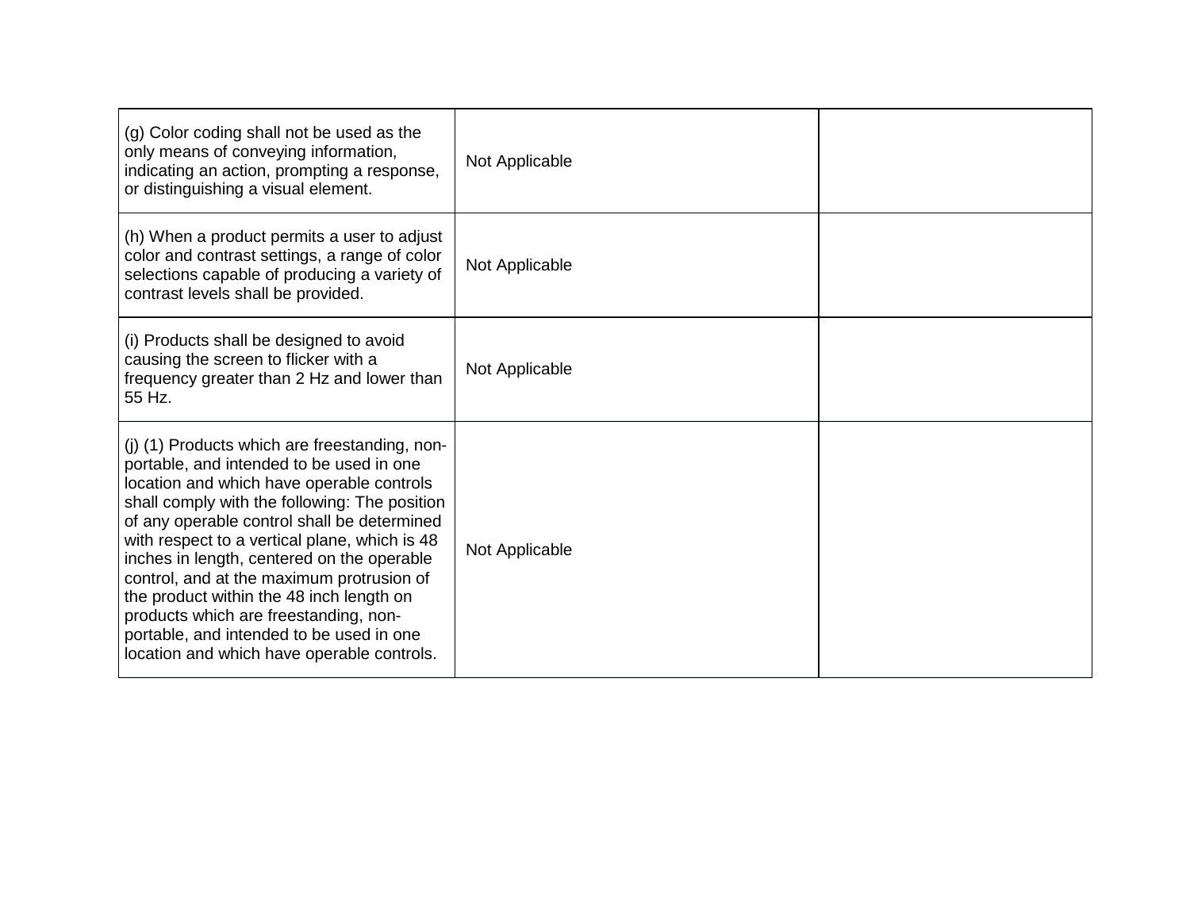| | | |
|---|---|---|
| (g) Color coding shall not be used as the only means of conveying information, indicating an action, prompting a response, or distinguishing a visual element. | Not Applicable | |
| (h) When a product permits a user to adjust color and contrast settings, a range of color selections capable of producing a variety of contrast levels shall be provided. | Not Applicable | |
| (i) Products shall be designed to avoid causing the screen to flicker with a frequency greater than 2 Hz and lower than 55 Hz. | Not Applicable | |
| (j) (1) Products which are freestanding, non-portable, and intended to be used in one location and which have operable controls shall comply with the following: The position of any operable control shall be determined with respect to a vertical plane, which is 48 inches in length, centered on the operable control, and at the maximum protrusion of the product within the 48 inch length on products which are freestanding, non-portable, and intended to be used in one location and which have operable controls. | Not Applicable | |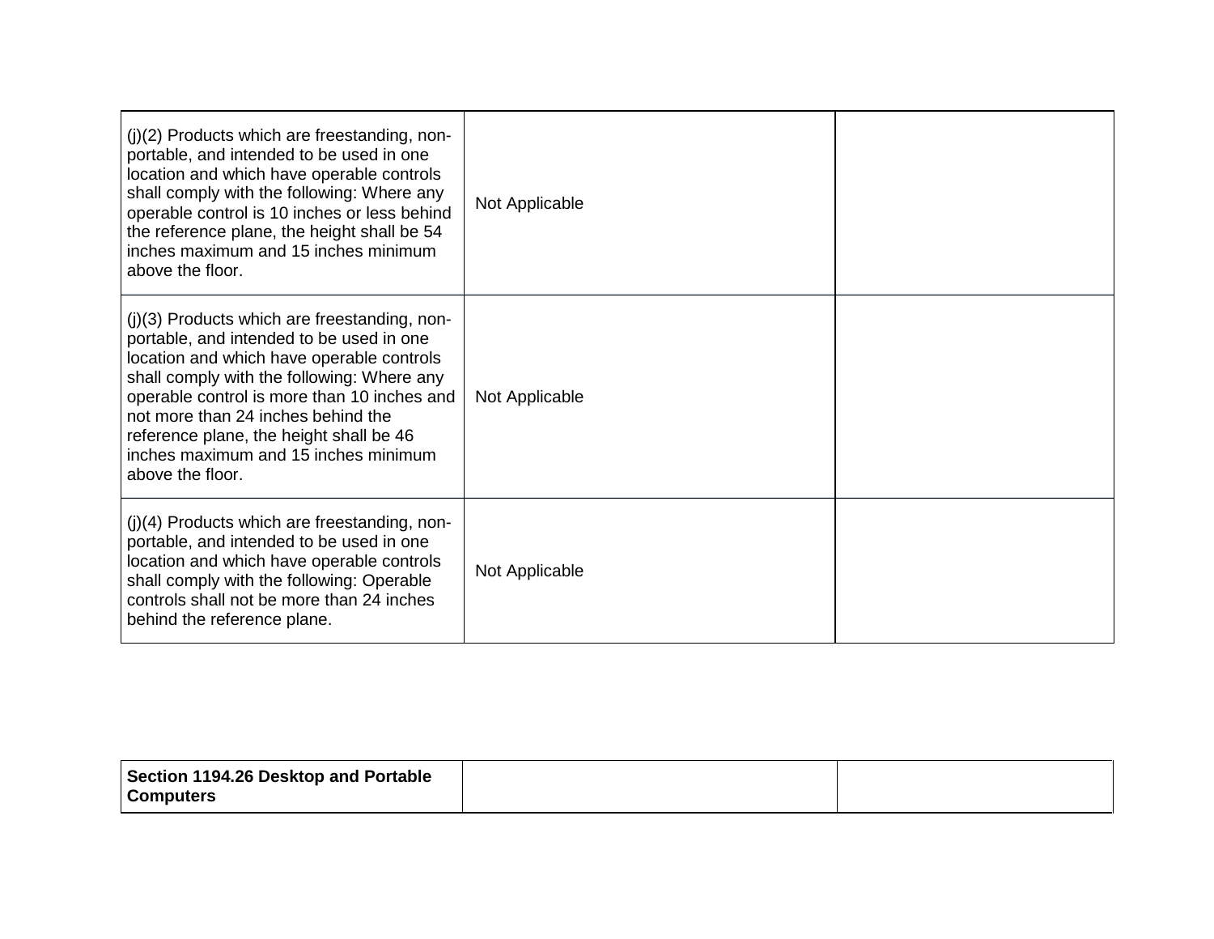| | | |
|---|---|---|
| (j)(2) Products which are freestanding, non-portable, and intended to be used in one location and which have operable controls shall comply with the following: Where any operable control is 10 inches or less behind the reference plane, the height shall be 54 inches maximum and 15 inches minimum above the floor. | Not Applicable | |
| (j)(3) Products which are freestanding, non-portable, and intended to be used in one location and which have operable controls shall comply with the following: Where any operable control is more than 10 inches and not more than 24 inches behind the reference plane, the height shall be 46 inches maximum and 15 inches minimum above the floor. | Not Applicable | |
| (j)(4) Products which are freestanding, non-portable, and intended to be used in one location and which have operable controls shall comply with the following: Operable controls shall not be more than 24 inches behind the reference plane. | Not Applicable | |

| **Section 1194.26 Desktop and Portable Computers** | | |
|---|---|---|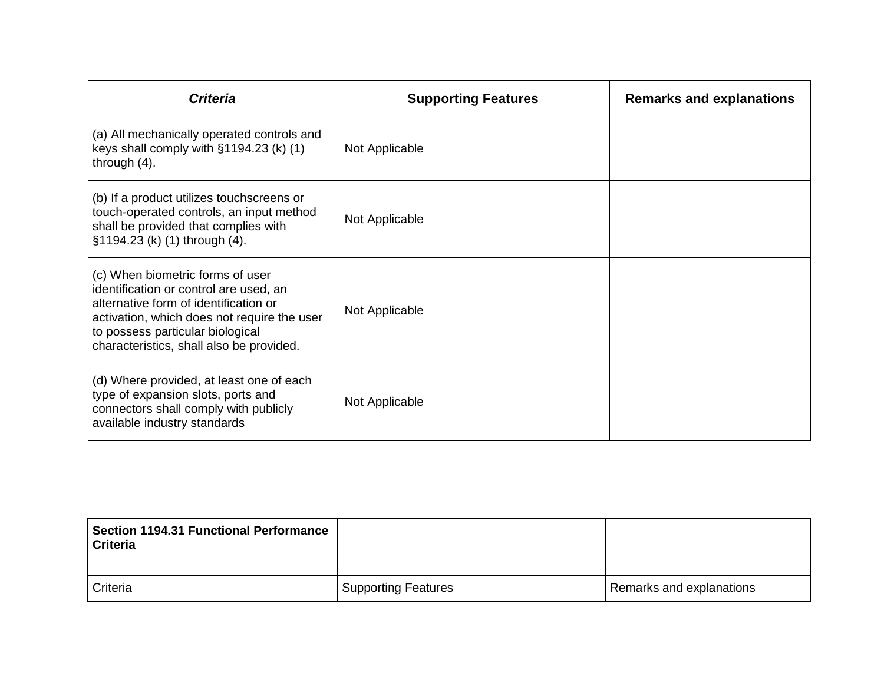| *Criteria* | **Supporting Features** | **Remarks and explanations** |
|---|---|---|
| (a) All mechanically operated controls and keys shall comply with §1194.23 (k) (1) through (4). | Not Applicable | |
| (b) If a product utilizes touchscreens or touch-operated controls, an input method shall be provided that complies with §1194.23 (k) (1) through (4). | Not Applicable | |
| (c) When biometric forms of user identification or control are used, an alternative form of identification or activation, which does not require the user to possess particular biological characteristics, shall also be provided. | Not Applicable | |
| (d) Where provided, at least one of each type of expansion slots, ports and connectors shall comply with publicly available industry standards | Not Applicable | |

| **Section 1194.31 Functional Performance Criteria** | | |
|---|---|---|
| Criteria | Supporting Features | Remarks and explanations |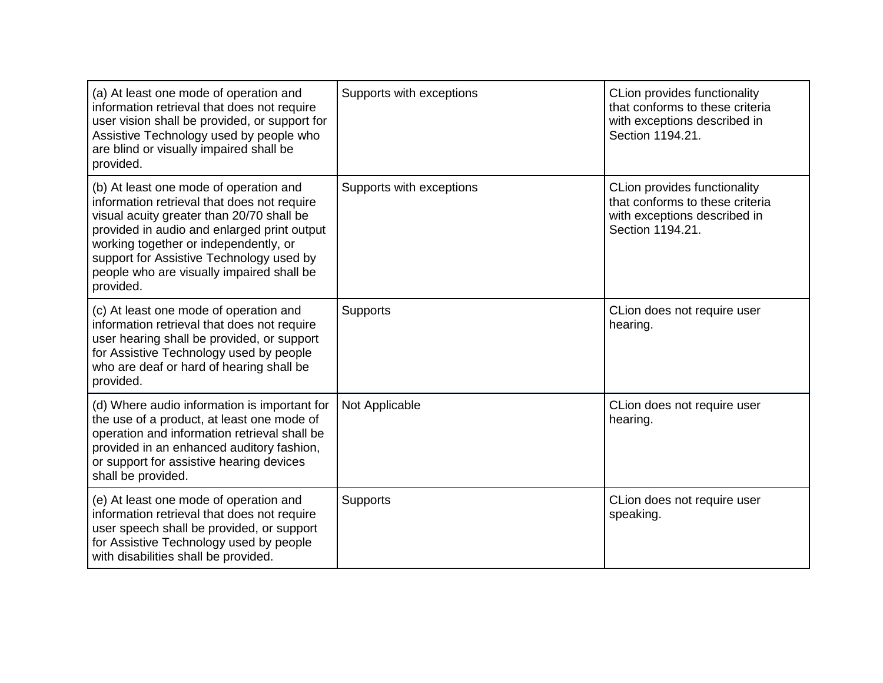| | | |
|---|---|---|
| (a) At least one mode of operation and information retrieval that does not require user vision shall be provided, or support for Assistive Technology used by people who are blind or visually impaired shall be provided. | Supports with exceptions | CLion provides functionality that conforms to these criteria with exceptions described in Section 1194.21. |
| (b) At least one mode of operation and information retrieval that does not require visual acuity greater than 20/70 shall be provided in audio and enlarged print output working together or independently, or support for Assistive Technology used by people who are visually impaired shall be provided. | Supports with exceptions | CLion provides functionality that conforms to these criteria with exceptions described in Section 1194.21. |
| (c) At least one mode of operation and information retrieval that does not require user hearing shall be provided, or support for Assistive Technology used by people who are deaf or hard of hearing shall be provided. | Supports | CLion does not require user hearing. |
| (d) Where audio information is important for the use of a product, at least one mode of operation and information retrieval shall be provided in an enhanced auditory fashion, or support for assistive hearing devices shall be provided. | Not Applicable | CLion does not require user hearing. |
| (e) At least one mode of operation and information retrieval that does not require user speech shall be provided, or support for Assistive Technology used by people with disabilities shall be provided. | Supports | CLion does not require user speaking. |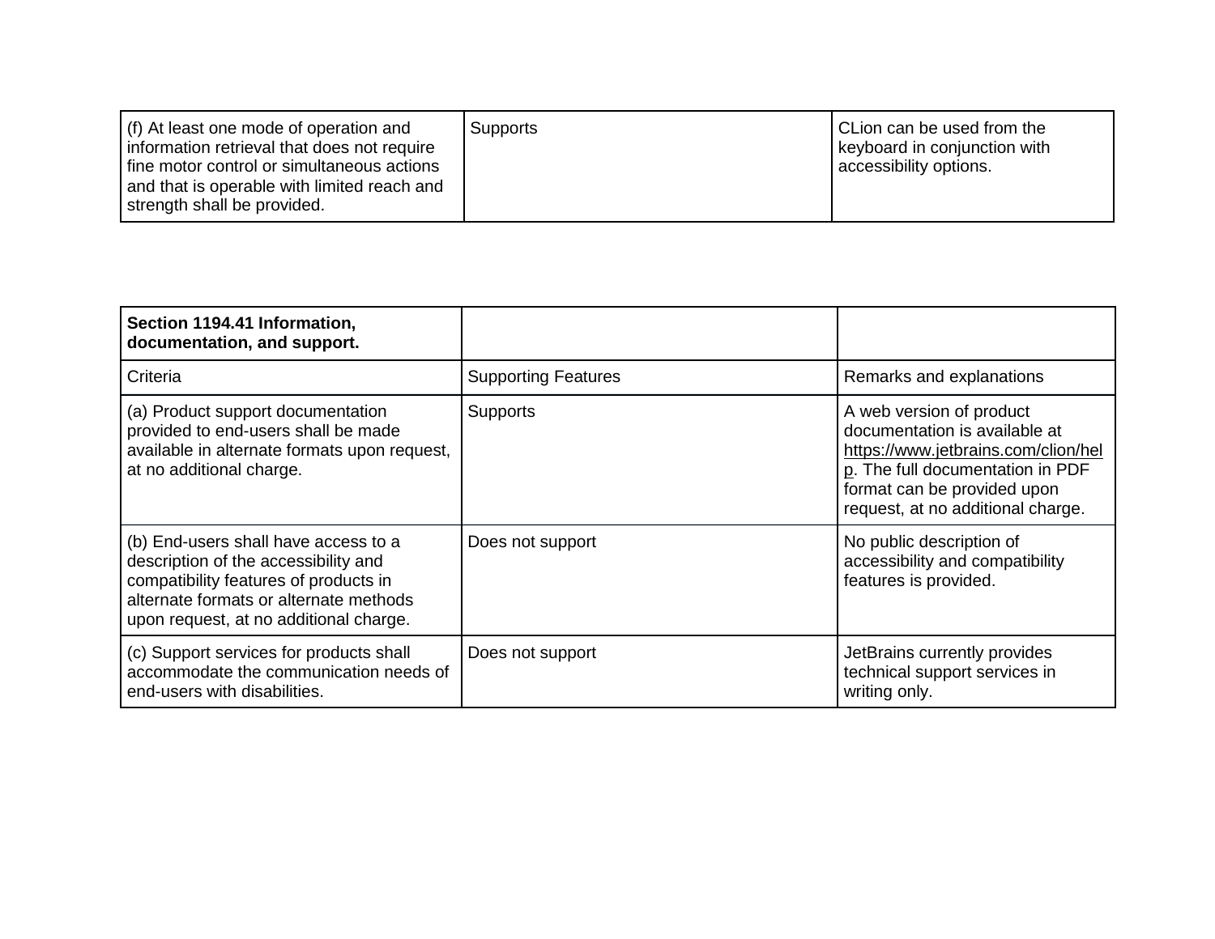| | | |
|---|---|---|
| (f) At least one mode of operation and information retrieval that does not require fine motor control or simultaneous actions and that is operable with limited reach and strength shall be provided. | Supports | CLion can be used from the keyboard in conjunction with accessibility options. |

| **Section 1194.41 Information, documentation, and support.** | | |
|---|---|---|
| Criteria | Supporting Features | Remarks and explanations |
| (a) Product support documentation provided to end-users shall be made available in alternate formats upon request, at no additional charge. | Supports | A web version of product documentation is available at https://www.jetbrains.com/clion/help. The full documentation in PDF format can be provided upon request, at no additional charge. |
| (b) End-users shall have access to a description of the accessibility and compatibility features of products in alternate formats or alternate methods upon request, at no additional charge. | Does not support | No public description of accessibility and compatibility features is provided. |
| (c) Support services for products shall accommodate the communication needs of end-users with disabilities. | Does not support | JetBrains currently provides technical support services in writing only. |